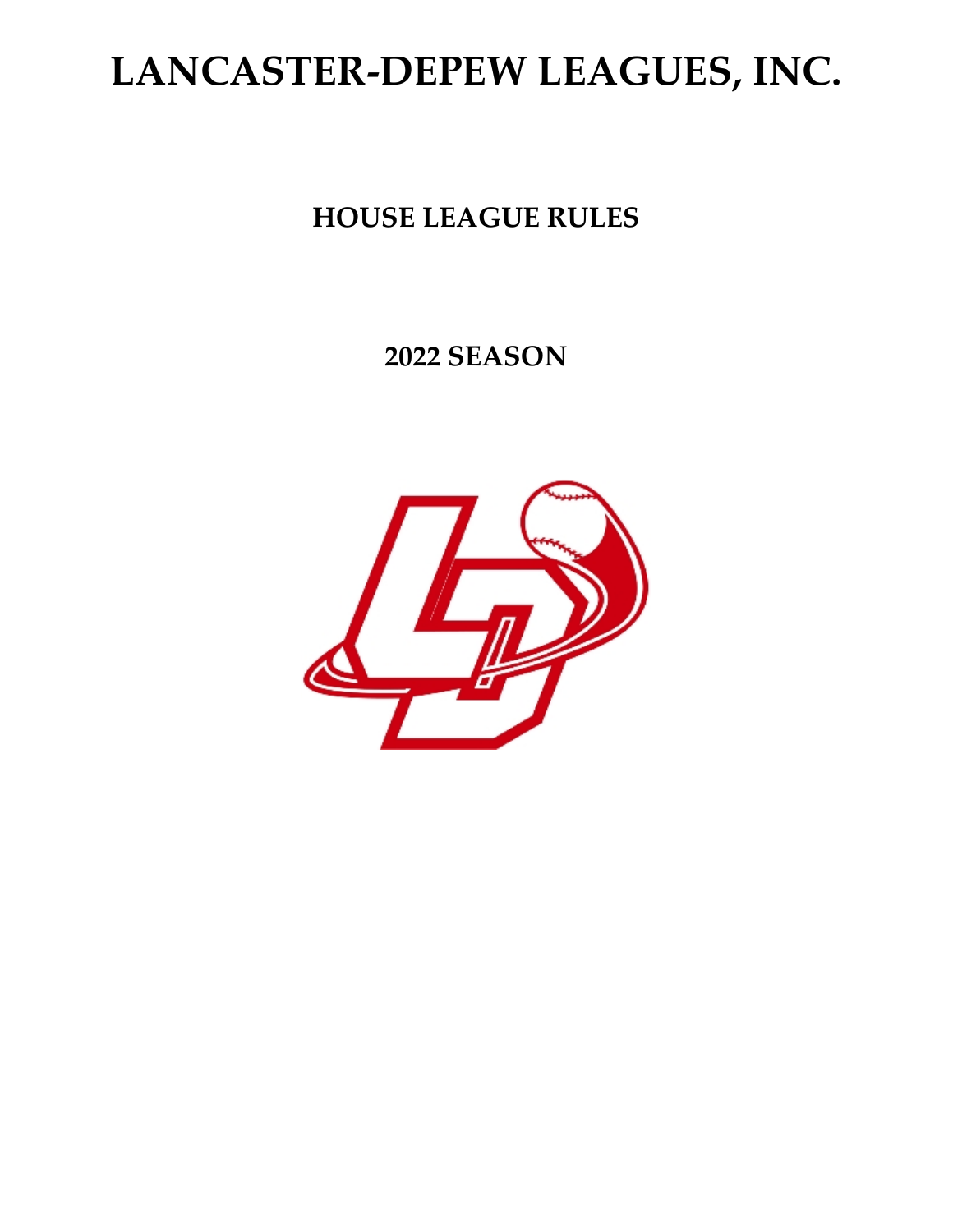# LANCASTER-DEPEW LEAGUES, INC.

## HOUSE LEAGUE RULES

## 2022 SEASON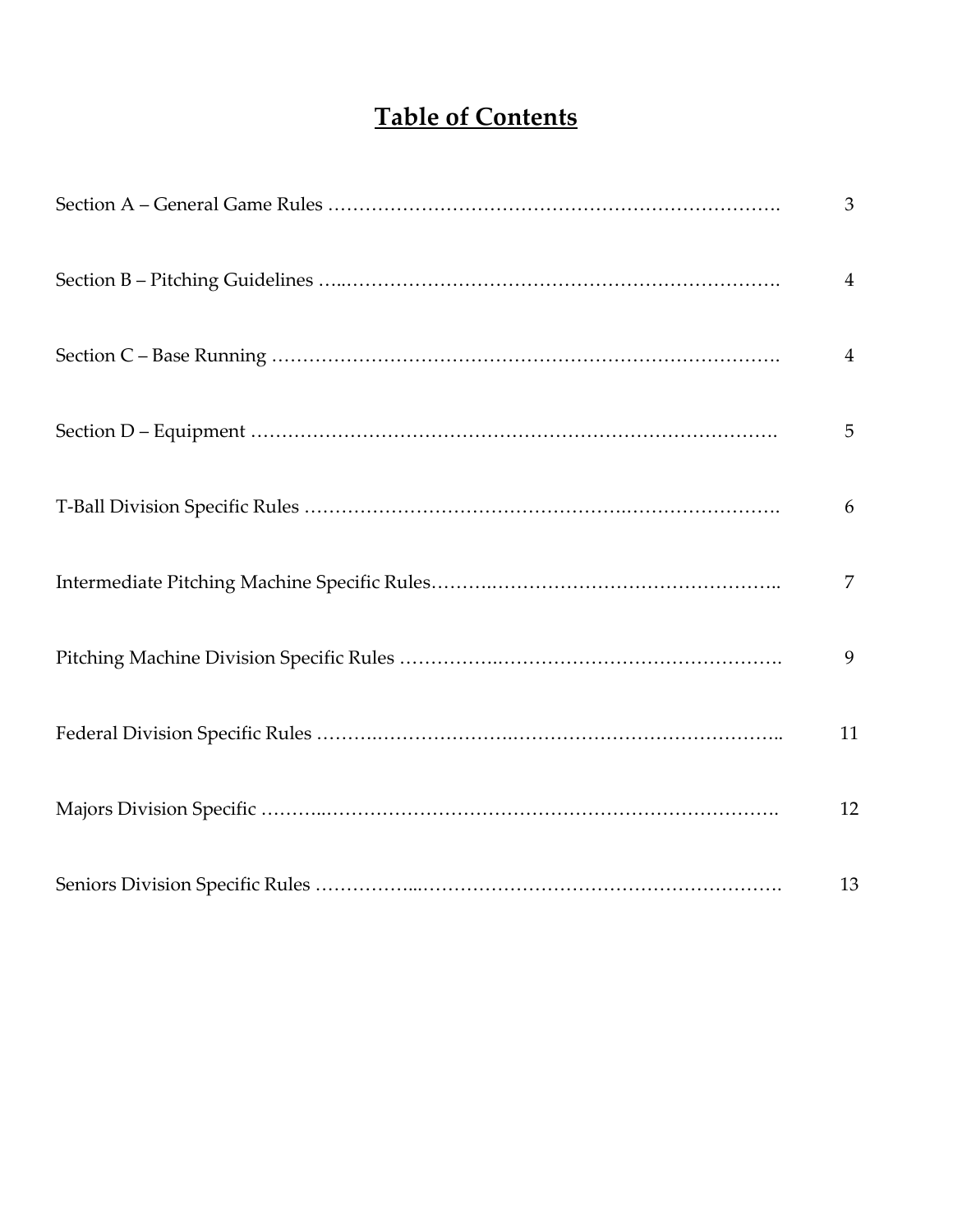# **Table of Contents**

| Section | Page |
|---|---|
| Section A – General Game Rules | 3 |
| Section B – Pitching Guidelines | 4 |
| Section C – Base Running | 4 |
| Section D – Equipment | 5 |
| T-Ball Division Specific Rules | 6 |
| Intermediate Pitching Machine Specific Rules | 7 |
| Pitching Machine Division Specific Rules | 9 |
| Federal Division Specific Rules | 11 |
| Majors Division Specific | 12 |
| Seniors Division Specific Rules | 13 |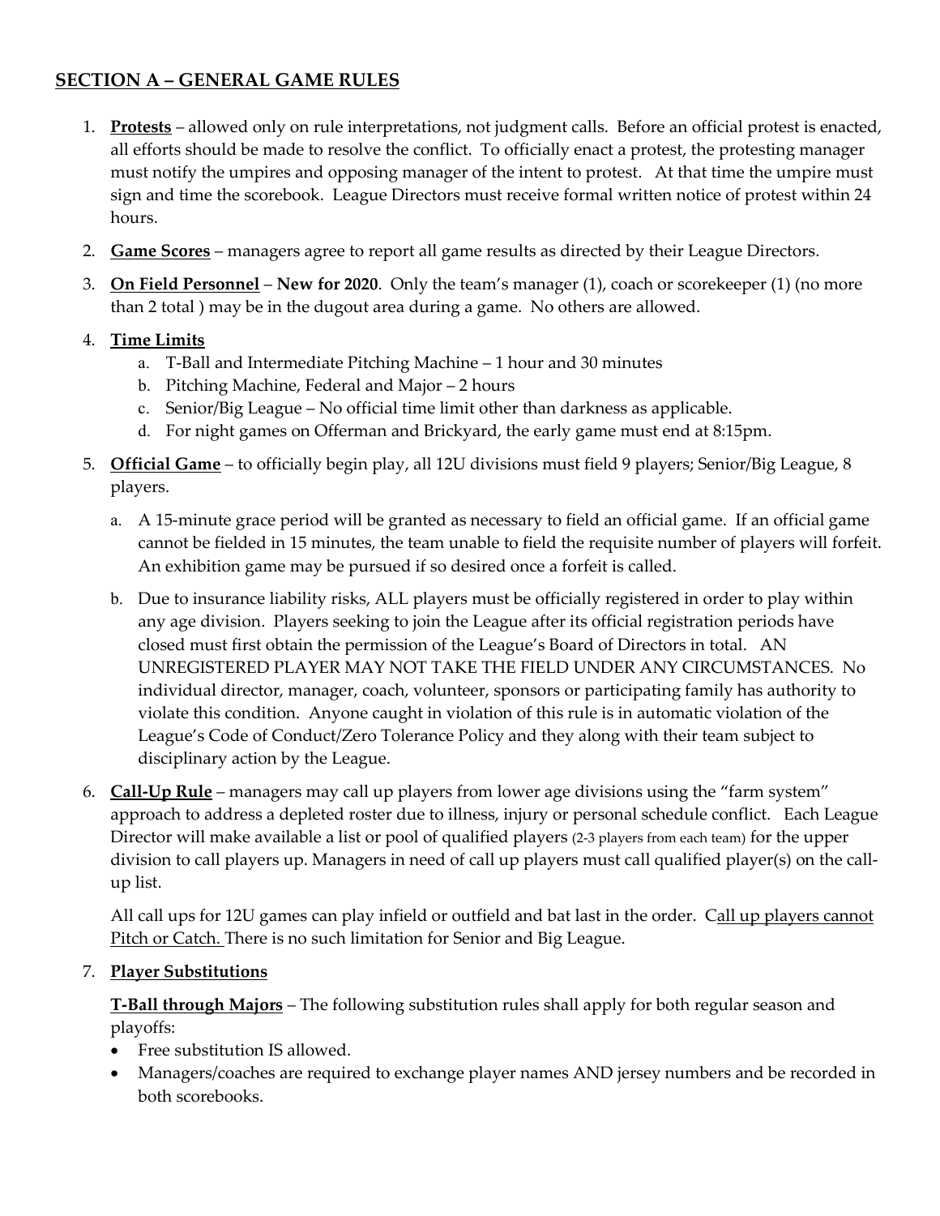## SECTION A – GENERAL GAME RULES

1. **Protests** – allowed only on rule interpretations, not judgment calls. Before an official protest is enacted, all efforts should be made to resolve the conflict. To officially enact a protest, the protesting manager must notify the umpires and opposing manager of the intent to protest. At that time the umpire must sign and time the scorebook. League Directors must receive formal written notice of protest within 24 hours.
2. **Game Scores** – managers agree to report all game results as directed by their League Directors.
3. **On Field Personnel** – **New for 2020**. Only the team's manager (1), coach or scorekeeper (1) (no more than 2 total ) may be in the dugout area during a game. No others are allowed.
4. **Time Limits**
   a. T-Ball and Intermediate Pitching Machine – 1 hour and 30 minutes
   b. Pitching Machine, Federal and Major – 2 hours
   c. Senior/Big League – No official time limit other than darkness as applicable.
   d. For night games on Offerman and Brickyard, the early game must end at 8:15pm.
5. **Official Game** – to officially begin play, all 12U divisions must field 9 players; Senior/Big League, 8 players.
   a. A 15-minute grace period will be granted as necessary to field an official game. If an official game cannot be fielded in 15 minutes, the team unable to field the requisite number of players will forfeit. An exhibition game may be pursued if so desired once a forfeit is called.
   b. Due to insurance liability risks, ALL players must be officially registered in order to play within any age division. Players seeking to join the League after its official registration periods have closed must first obtain the permission of the League's Board of Directors in total. AN UNREGISTERED PLAYER MAY NOT TAKE THE FIELD UNDER ANY CIRCUMSTANCES. No individual director, manager, coach, volunteer, sponsors or participating family has authority to violate this condition. Anyone caught in violation of this rule is in automatic violation of the League's Code of Conduct/Zero Tolerance Policy and they along with their team subject to disciplinary action by the League.
6. **Call-Up Rule** – managers may call up players from lower age divisions using the "farm system" approach to address a depleted roster due to illness, injury or personal schedule conflict. Each League Director will make available a list or pool of qualified players (2-3 players from each team) for the upper division to call players up. Managers in need of call up players must call qualified player(s) on the call-up list.

   All call ups for 12U games can play infield or outfield and bat last in the order. Call up players cannot Pitch or Catch. There is no such limitation for Senior and Big League.
7. **Player Substitutions**

   **T-Ball through Majors** – The following substitution rules shall apply for both regular season and playoffs:
   - Free substitution IS allowed.
   - Managers/coaches are required to exchange player names AND jersey numbers and be recorded in both scorebooks.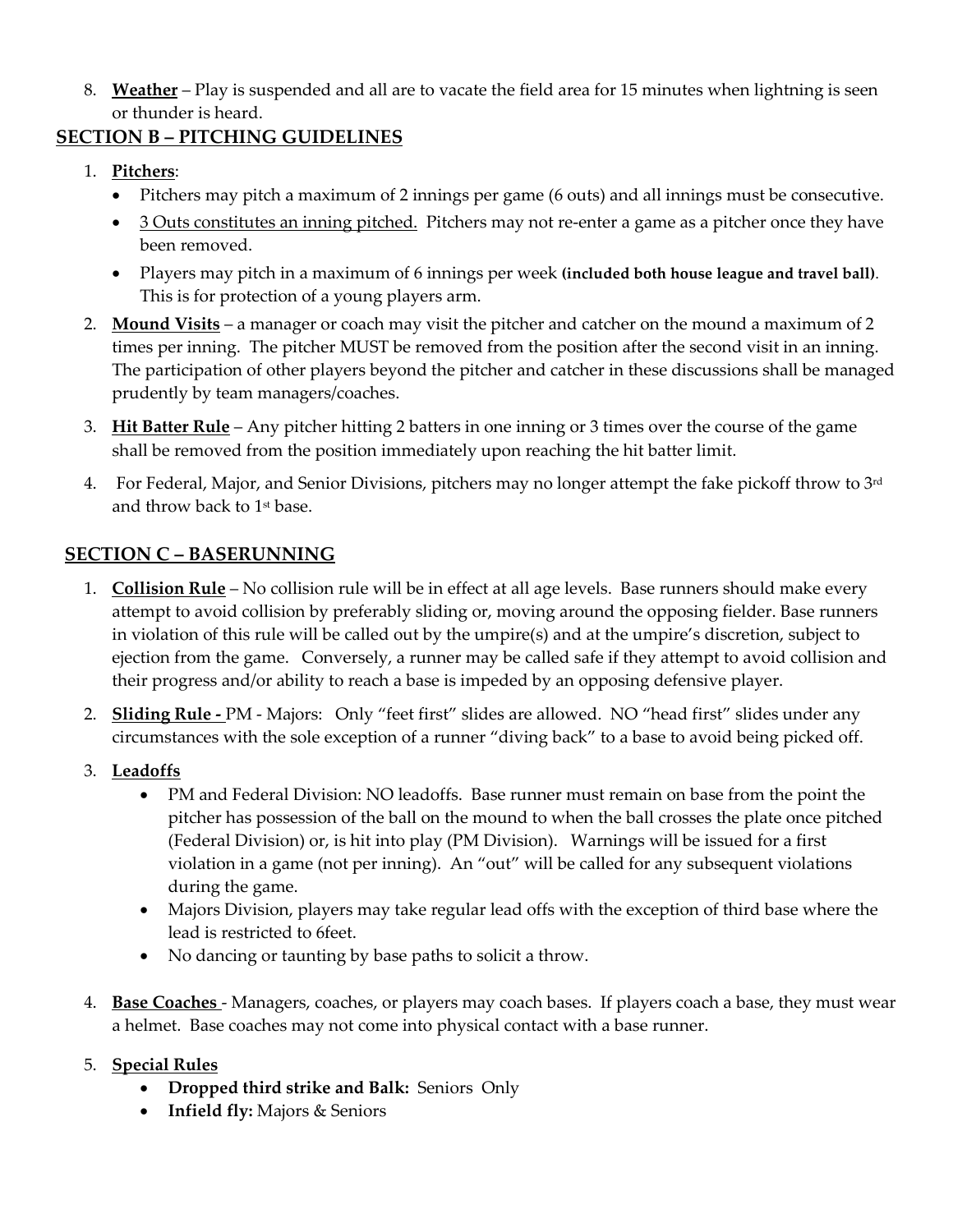8. **Weather** – Play is suspended and all are to vacate the field area for 15 minutes when lightning is seen or thunder is heard.

## SECTION B – PITCHING GUIDELINES

1. **Pitchers**:
   - Pitchers may pitch a maximum of 2 innings per game (6 outs) and all innings must be consecutive.
   - 3 Outs constitutes an inning pitched. Pitchers may not re-enter a game as a pitcher once they have been removed.
   - Players may pitch in a maximum of 6 innings per week **(included both house league and travel ball)**. This is for protection of a young players arm.
2. **Mound Visits** – a manager or coach may visit the pitcher and catcher on the mound a maximum of 2 times per inning. The pitcher MUST be removed from the position after the second visit in an inning. The participation of other players beyond the pitcher and catcher in these discussions shall be managed prudently by team managers/coaches.
3. **Hit Batter Rule** – Any pitcher hitting 2 batters in one inning or 3 times over the course of the game shall be removed from the position immediately upon reaching the hit batter limit.
4. For Federal, Major, and Senior Divisions, pitchers may no longer attempt the fake pickoff throw to 3rd and throw back to 1st base.

## SECTION C – BASERUNNING

1. **Collision Rule** – No collision rule will be in effect at all age levels. Base runners should make every attempt to avoid collision by preferably sliding or, moving around the opposing fielder. Base runners in violation of this rule will be called out by the umpire(s) and at the umpire's discretion, subject to ejection from the game. Conversely, a runner may be called safe if they attempt to avoid collision and their progress and/or ability to reach a base is impeded by an opposing defensive player.
2. **Sliding Rule -** PM - Majors: Only "feet first" slides are allowed. NO "head first" slides under any circumstances with the sole exception of a runner "diving back" to a base to avoid being picked off.
3. **Leadoffs**
   - PM and Federal Division: NO leadoffs. Base runner must remain on base from the point the pitcher has possession of the ball on the mound to when the ball crosses the plate once pitched (Federal Division) or, is hit into play (PM Division). Warnings will be issued for a first violation in a game (not per inning). An "out" will be called for any subsequent violations during the game.
   - Majors Division, players may take regular lead offs with the exception of third base where the lead is restricted to 6feet.
   - No dancing or taunting by base paths to solicit a throw.
4. **Base Coaches** - Managers, coaches, or players may coach bases. If players coach a base, they must wear a helmet. Base coaches may not come into physical contact with a base runner.
5. **Special Rules**
   - **Dropped third strike and Balk:** Seniors Only
   - **Infield fly:** Majors & Seniors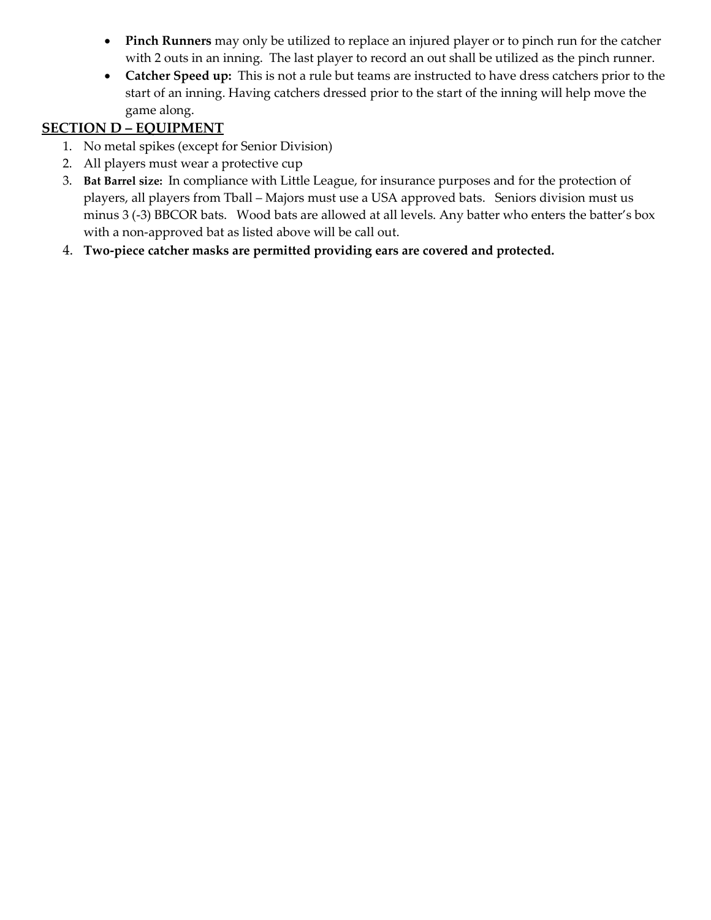- **Pinch Runners** may only be utilized to replace an injured player or to pinch run for the catcher with 2 outs in an inning. The last player to record an out shall be utilized as the pinch runner.
- **Catcher Speed up:** This is not a rule but teams are instructed to have dress catchers prior to the start of an inning. Having catchers dressed prior to the start of the inning will help move the game along.

## SECTION D – EQUIPMENT

1. No metal spikes (except for Senior Division)
2. All players must wear a protective cup
3. **Bat Barrel size:** In compliance with Little League, for insurance purposes and for the protection of players, all players from Tball – Majors must use a USA approved bats. Seniors division must us minus 3 (-3) BBCOR bats. Wood bats are allowed at all levels. Any batter who enters the batter's box with a non-approved bat as listed above will be call out.
4. **Two-piece catcher masks are permitted providing ears are covered and protected.**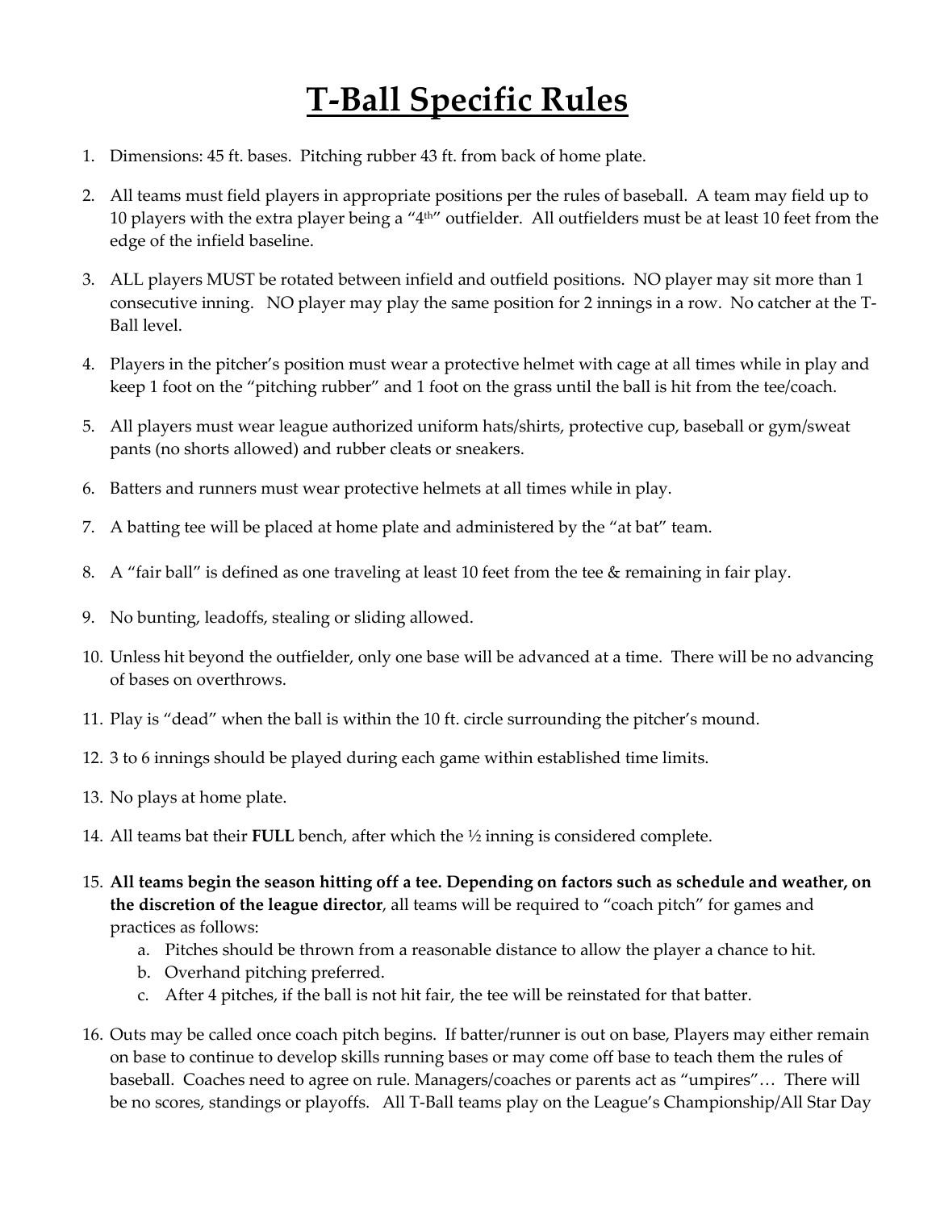# T-Ball Specific Rules

1. Dimensions: 45 ft. bases. Pitching rubber 43 ft. from back of home plate.

2. All teams must field players in appropriate positions per the rules of baseball. A team may field up to 10 players with the extra player being a "4th" outfielder. All outfielders must be at least 10 feet from the edge of the infield baseline.

3. ALL players MUST be rotated between infield and outfield positions. NO player may sit more than 1 consecutive inning. NO player may play the same position for 2 innings in a row. No catcher at the T-Ball level.

4. Players in the pitcher's position must wear a protective helmet with cage at all times while in play and keep 1 foot on the "pitching rubber" and 1 foot on the grass until the ball is hit from the tee/coach.

5. All players must wear league authorized uniform hats/shirts, protective cup, baseball or gym/sweat pants (no shorts allowed) and rubber cleats or sneakers.

6. Batters and runners must wear protective helmets at all times while in play.

7. A batting tee will be placed at home plate and administered by the "at bat" team.

8. A "fair ball" is defined as one traveling at least 10 feet from the tee & remaining in fair play.

9. No bunting, leadoffs, stealing or sliding allowed.

10. Unless hit beyond the outfielder, only one base will be advanced at a time. There will be no advancing of bases on overthrows.

11. Play is "dead" when the ball is within the 10 ft. circle surrounding the pitcher's mound.

12. 3 to 6 innings should be played during each game within established time limits.

13. No plays at home plate.

14. All teams bat their **FULL** bench, after which the ½ inning is considered complete.

15. **All teams begin the season hitting off a tee. Depending on factors such as schedule and weather, on the discretion of the league director**, all teams will be required to "coach pitch" for games and practices as follows:
    a. Pitches should be thrown from a reasonable distance to allow the player a chance to hit.
    b. Overhand pitching preferred.
    c. After 4 pitches, if the ball is not hit fair, the tee will be reinstated for that batter.

16. Outs may be called once coach pitch begins. If batter/runner is out on base, Players may either remain on base to continue to develop skills running bases or may come off base to teach them the rules of baseball. Coaches need to agree on rule. Managers/coaches or parents act as "umpires"… There will be no scores, standings or playoffs. All T-Ball teams play on the League's Championship/All Star Day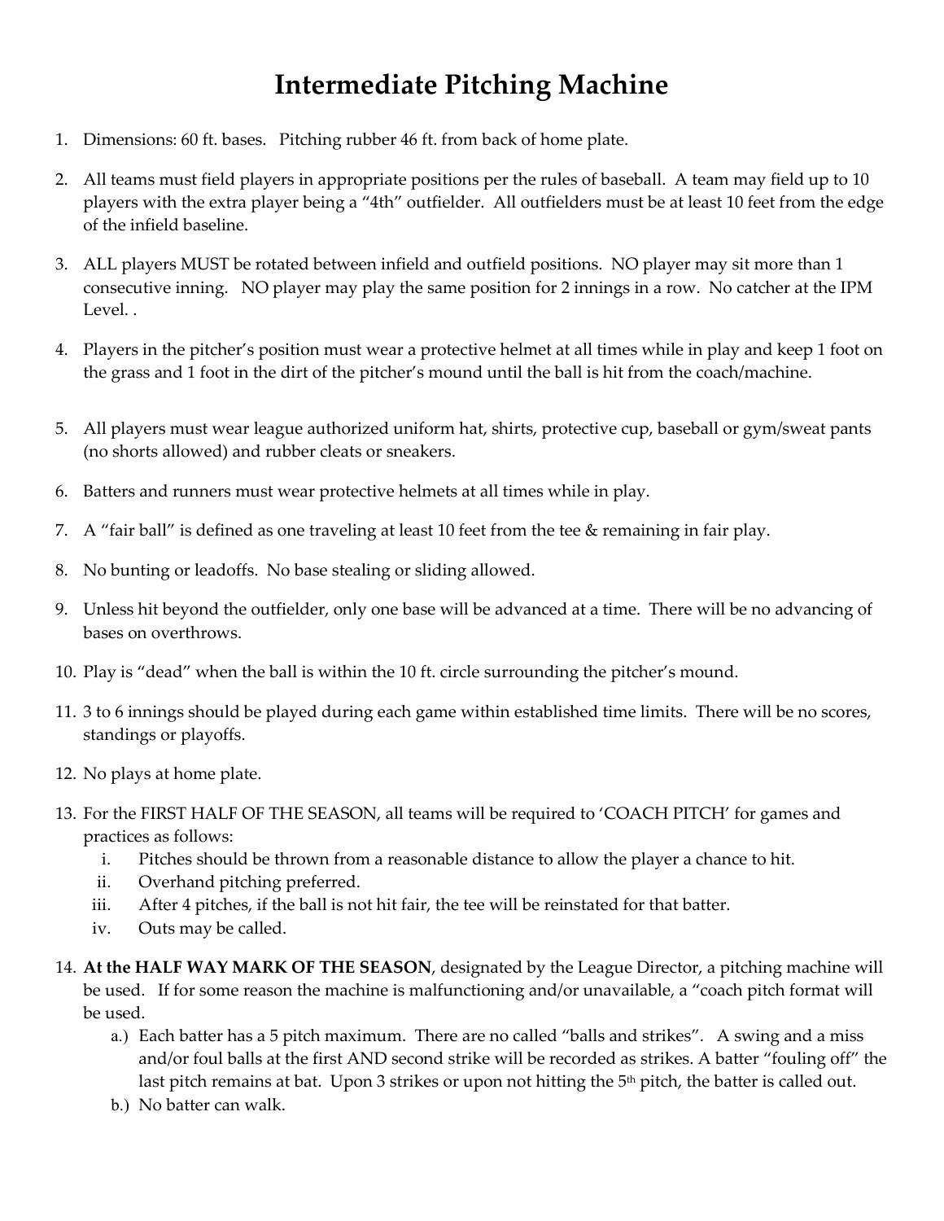# Intermediate Pitching Machine

1. Dimensions: 60 ft. bases. Pitching rubber 46 ft. from back of home plate.

2. All teams must field players in appropriate positions per the rules of baseball. A team may field up to 10 players with the extra player being a "4th" outfielder. All outfielders must be at least 10 feet from the edge of the infield baseline.

3. ALL players MUST be rotated between infield and outfield positions. NO player may sit more than 1 consecutive inning. NO player may play the same position for 2 innings in a row. No catcher at the IPM Level. .

4. Players in the pitcher's position must wear a protective helmet at all times while in play and keep 1 foot on the grass and 1 foot in the dirt of the pitcher's mound until the ball is hit from the coach/machine.

5. All players must wear league authorized uniform hat, shirts, protective cup, baseball or gym/sweat pants (no shorts allowed) and rubber cleats or sneakers.

6. Batters and runners must wear protective helmets at all times while in play.

7. A "fair ball" is defined as one traveling at least 10 feet from the tee & remaining in fair play.

8. No bunting or leadoffs. No base stealing or sliding allowed.

9. Unless hit beyond the outfielder, only one base will be advanced at a time. There will be no advancing of bases on overthrows.

10. Play is "dead" when the ball is within the 10 ft. circle surrounding the pitcher's mound.

11. 3 to 6 innings should be played during each game within established time limits. There will be no scores, standings or playoffs.

12. No plays at home plate.

13. For the FIRST HALF OF THE SEASON, all teams will be required to 'COACH PITCH' for games and practices as follows:
    i. Pitches should be thrown from a reasonable distance to allow the player a chance to hit.
    ii. Overhand pitching preferred.
    iii. After 4 pitches, if the ball is not hit fair, the tee will be reinstated for that batter.
    iv. Outs may be called.

14. **At the HALF WAY MARK OF THE SEASON**, designated by the League Director, a pitching machine will be used. If for some reason the machine is malfunctioning and/or unavailable, a "coach pitch format will be used.
    a.) Each batter has a 5 pitch maximum. There are no called "balls and strikes". A swing and a miss and/or foul balls at the first AND second strike will be recorded as strikes. A batter "fouling off" the last pitch remains at bat. Upon 3 strikes or upon not hitting the 5th pitch, the batter is called out.
    b.) No batter can walk.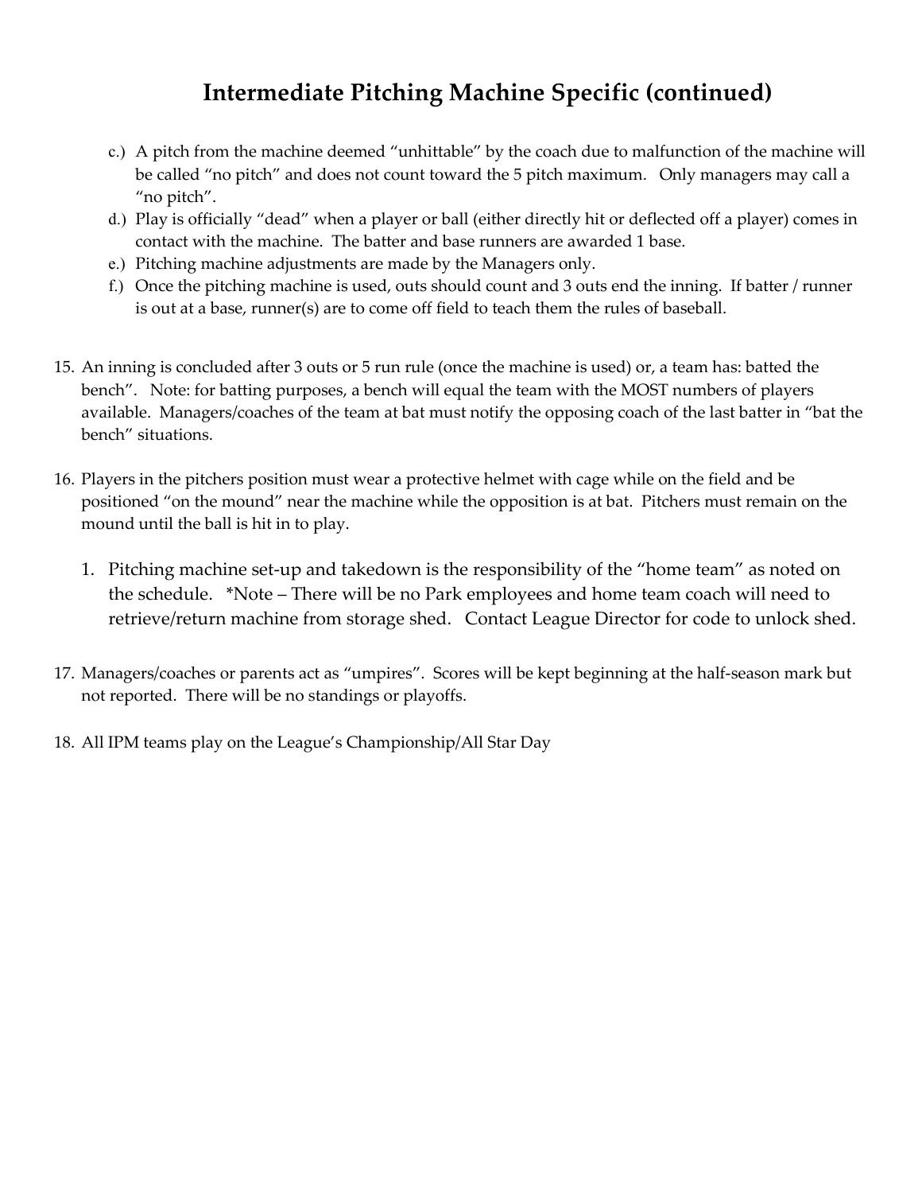# Intermediate Pitching Machine Specific (continued)

c.) A pitch from the machine deemed "unhittable" by the coach due to malfunction of the machine will be called "no pitch" and does not count toward the 5 pitch maximum. Only managers may call a "no pitch".

d.) Play is officially "dead" when a player or ball (either directly hit or deflected off a player) comes in contact with the machine. The batter and base runners are awarded 1 base.

e.) Pitching machine adjustments are made by the Managers only.

f.) Once the pitching machine is used, outs should count and 3 outs end the inning. If batter / runner is out at a base, runner(s) are to come off field to teach them the rules of baseball.

15. An inning is concluded after 3 outs or 5 run rule (once the machine is used) or, a team has: batted the bench". Note: for batting purposes, a bench will equal the team with the MOST numbers of players available. Managers/coaches of the team at bat must notify the opposing coach of the last batter in "bat the bench" situations.

16. Players in the pitchers position must wear a protective helmet with cage while on the field and be positioned "on the mound" near the machine while the opposition is at bat. Pitchers must remain on the mound until the ball is hit in to play.

    1. Pitching machine set-up and takedown is the responsibility of the "home team" as noted on the schedule. *Note – There will be no Park employees and home team coach will need to retrieve/return machine from storage shed. Contact League Director for code to unlock shed.

17. Managers/coaches or parents act as "umpires". Scores will be kept beginning at the half-season mark but not reported. There will be no standings or playoffs.

18. All IPM teams play on the League's Championship/All Star Day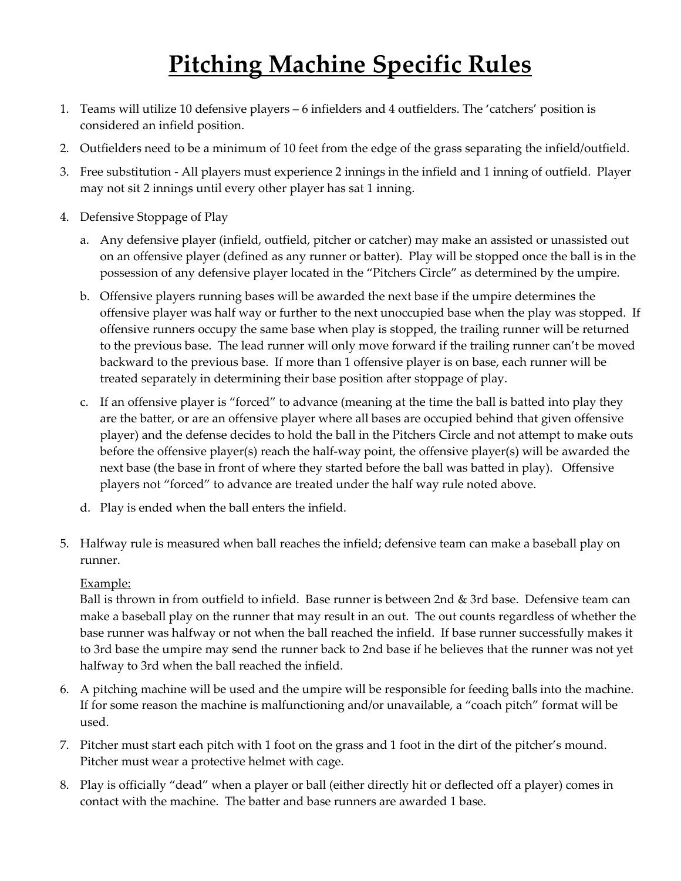# Pitching Machine Specific Rules

1. Teams will utilize 10 defensive players – 6 infielders and 4 outfielders. The 'catchers' position is considered an infield position.
2. Outfielders need to be a minimum of 10 feet from the edge of the grass separating the infield/outfield.
3. Free substitution - All players must experience 2 innings in the infield and 1 inning of outfield. Player may not sit 2 innings until every other player has sat 1 inning.
4. Defensive Stoppage of Play
   a. Any defensive player (infield, outfield, pitcher or catcher) may make an assisted or unassisted out on an offensive player (defined as any runner or batter). Play will be stopped once the ball is in the possession of any defensive player located in the "Pitchers Circle" as determined by the umpire.
   b. Offensive players running bases will be awarded the next base if the umpire determines the offensive player was half way or further to the next unoccupied base when the play was stopped. If offensive runners occupy the same base when play is stopped, the trailing runner will be returned to the previous base. The lead runner will only move forward if the trailing runner can't be moved backward to the previous base. If more than 1 offensive player is on base, each runner will be treated separately in determining their base position after stoppage of play.
   c. If an offensive player is "forced" to advance (meaning at the time the ball is batted into play they are the batter, or are an offensive player where all bases are occupied behind that given offensive player) and the defense decides to hold the ball in the Pitchers Circle and not attempt to make outs before the offensive player(s) reach the half-way point, the offensive player(s) will be awarded the next base (the base in front of where they started before the ball was batted in play). Offensive players not "forced" to advance are treated under the half way rule noted above.
   d. Play is ended when the ball enters the infield.
5. Halfway rule is measured when ball reaches the infield; defensive team can make a baseball play on runner.

   Example:
   Ball is thrown in from outfield to infield. Base runner is between 2nd & 3rd base. Defensive team can make a baseball play on the runner that may result in an out. The out counts regardless of whether the base runner was halfway or not when the ball reached the infield. If base runner successfully makes it to 3rd base the umpire may send the runner back to 2nd base if he believes that the runner was not yet halfway to 3rd when the ball reached the infield.
6. A pitching machine will be used and the umpire will be responsible for feeding balls into the machine. If for some reason the machine is malfunctioning and/or unavailable, a "coach pitch" format will be used.
7. Pitcher must start each pitch with 1 foot on the grass and 1 foot in the dirt of the pitcher's mound. Pitcher must wear a protective helmet with cage.
8. Play is officially "dead" when a player or ball (either directly hit or deflected off a player) comes in contact with the machine. The batter and base runners are awarded 1 base.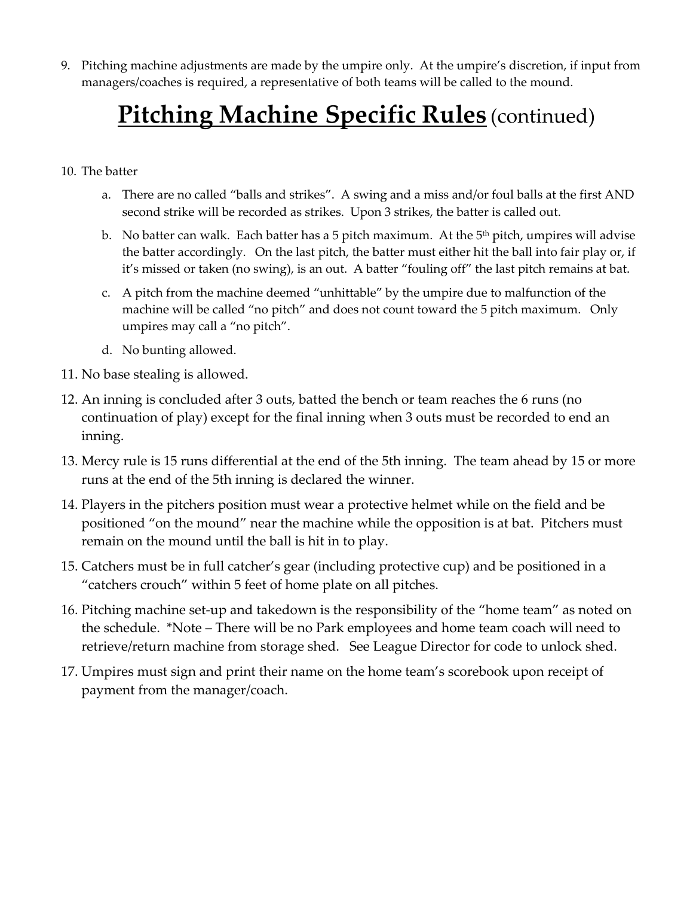9. Pitching machine adjustments are made by the umpire only. At the umpire's discretion, if input from managers/coaches is required, a representative of both teams will be called to the mound.

# **Pitching Machine Specific Rules** (continued)

10. The batter

    a. There are no called "balls and strikes". A swing and a miss and/or foul balls at the first AND second strike will be recorded as strikes. Upon 3 strikes, the batter is called out.

    b. No batter can walk. Each batter has a 5 pitch maximum. At the 5th pitch, umpires will advise the batter accordingly. On the last pitch, the batter must either hit the ball into fair play or, if it's missed or taken (no swing), is an out. A batter "fouling off" the last pitch remains at bat.

    c. A pitch from the machine deemed "unhittable" by the umpire due to malfunction of the machine will be called "no pitch" and does not count toward the 5 pitch maximum. Only umpires may call a "no pitch".

    d. No bunting allowed.

11. No base stealing is allowed.

12. An inning is concluded after 3 outs, batted the bench or team reaches the 6 runs (no continuation of play) except for the final inning when 3 outs must be recorded to end an inning.

13. Mercy rule is 15 runs differential at the end of the 5th inning. The team ahead by 15 or more runs at the end of the 5th inning is declared the winner.

14. Players in the pitchers position must wear a protective helmet while on the field and be positioned "on the mound" near the machine while the opposition is at bat. Pitchers must remain on the mound until the ball is hit in to play.

15. Catchers must be in full catcher's gear (including protective cup) and be positioned in a "catchers crouch" within 5 feet of home plate on all pitches.

16. Pitching machine set-up and takedown is the responsibility of the "home team" as noted on the schedule. *Note – There will be no Park employees and home team coach will need to retrieve/return machine from storage shed. See League Director for code to unlock shed.

17. Umpires must sign and print their name on the home team's scorebook upon receipt of payment from the manager/coach.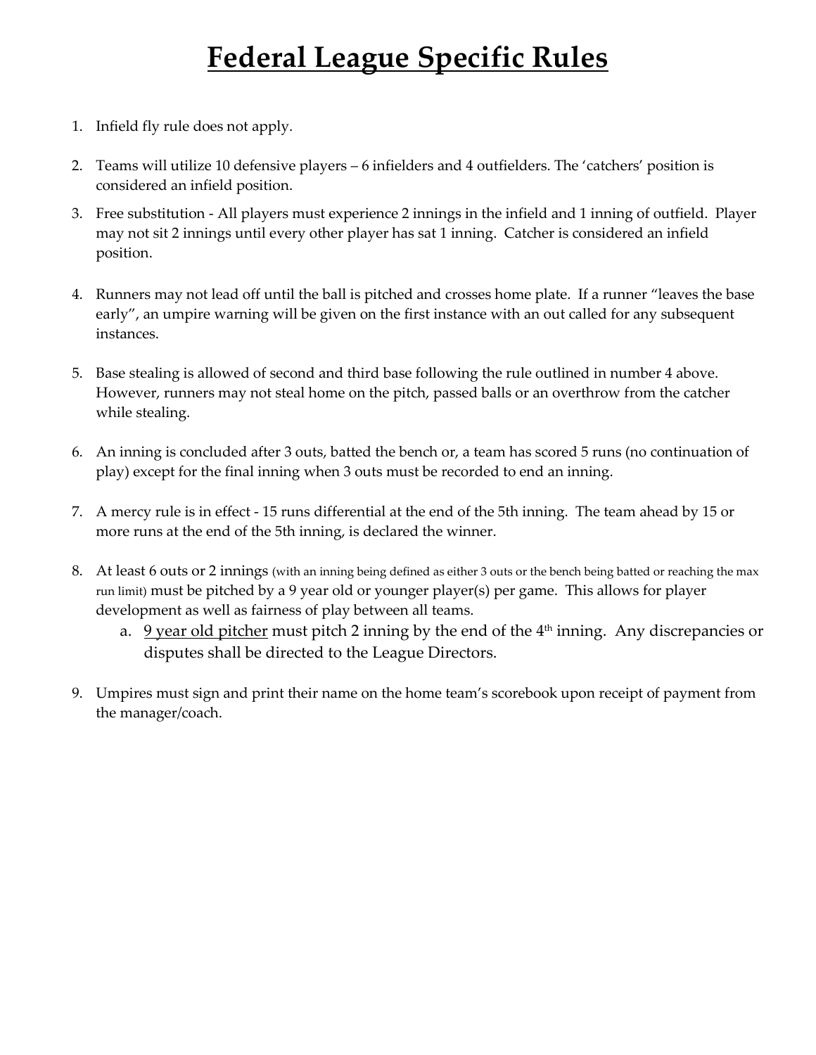# Federal League Specific Rules

1. Infield fly rule does not apply.

2. Teams will utilize 10 defensive players – 6 infielders and 4 outfielders. The 'catchers' position is considered an infield position.

3. Free substitution - All players must experience 2 innings in the infield and 1 inning of outfield. Player may not sit 2 innings until every other player has sat 1 inning. Catcher is considered an infield position.

4. Runners may not lead off until the ball is pitched and crosses home plate. If a runner "leaves the base early", an umpire warning will be given on the first instance with an out called for any subsequent instances.

5. Base stealing is allowed of second and third base following the rule outlined in number 4 above. However, runners may not steal home on the pitch, passed balls or an overthrow from the catcher while stealing.

6. An inning is concluded after 3 outs, batted the bench or, a team has scored 5 runs (no continuation of play) except for the final inning when 3 outs must be recorded to end an inning.

7. A mercy rule is in effect - 15 runs differential at the end of the 5th inning. The team ahead by 15 or more runs at the end of the 5th inning, is declared the winner.

8. At least 6 outs or 2 innings (with an inning being defined as either 3 outs or the bench being batted or reaching the max run limit) must be pitched by a 9 year old or younger player(s) per game. This allows for player development as well as fairness of play between all teams.
    a. 9 year old pitcher must pitch 2 inning by the end of the 4th inning. Any discrepancies or disputes shall be directed to the League Directors.

9. Umpires must sign and print their name on the home team's scorebook upon receipt of payment from the manager/coach.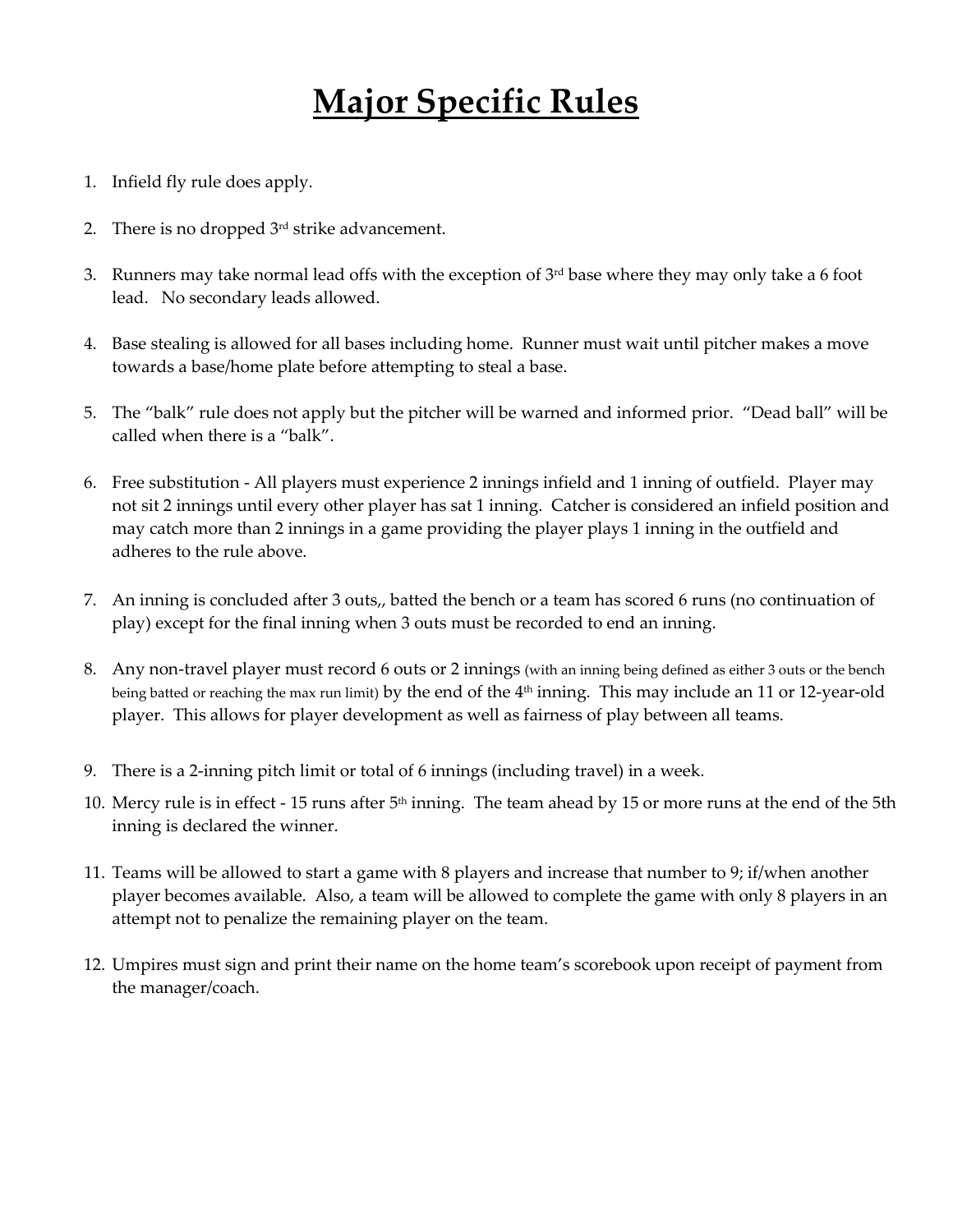# Major Specific Rules

1. Infield fly rule does apply.

2. There is no dropped 3rd strike advancement.

3. Runners may take normal lead offs with the exception of 3rd base where they may only take a 6 foot lead. No secondary leads allowed.

4. Base stealing is allowed for all bases including home. Runner must wait until pitcher makes a move towards a base/home plate before attempting to steal a base.

5. The "balk" rule does not apply but the pitcher will be warned and informed prior. "Dead ball" will be called when there is a "balk".

6. Free substitution - All players must experience 2 innings infield and 1 inning of outfield. Player may not sit 2 innings until every other player has sat 1 inning. Catcher is considered an infield position and may catch more than 2 innings in a game providing the player plays 1 inning in the outfield and adheres to the rule above.

7. An inning is concluded after 3 outs,, batted the bench or a team has scored 6 runs (no continuation of play) except for the final inning when 3 outs must be recorded to end an inning.

8. Any non-travel player must record 6 outs or 2 innings (with an inning being defined as either 3 outs or the bench being batted or reaching the max run limit) by the end of the 4th inning. This may include an 11 or 12-year-old player. This allows for player development as well as fairness of play between all teams.

9. There is a 2-inning pitch limit or total of 6 innings (including travel) in a week.

10. Mercy rule is in effect - 15 runs after 5th inning. The team ahead by 15 or more runs at the end of the 5th inning is declared the winner.

11. Teams will be allowed to start a game with 8 players and increase that number to 9; if/when another player becomes available. Also, a team will be allowed to complete the game with only 8 players in an attempt not to penalize the remaining player on the team.

12. Umpires must sign and print their name on the home team's scorebook upon receipt of payment from the manager/coach.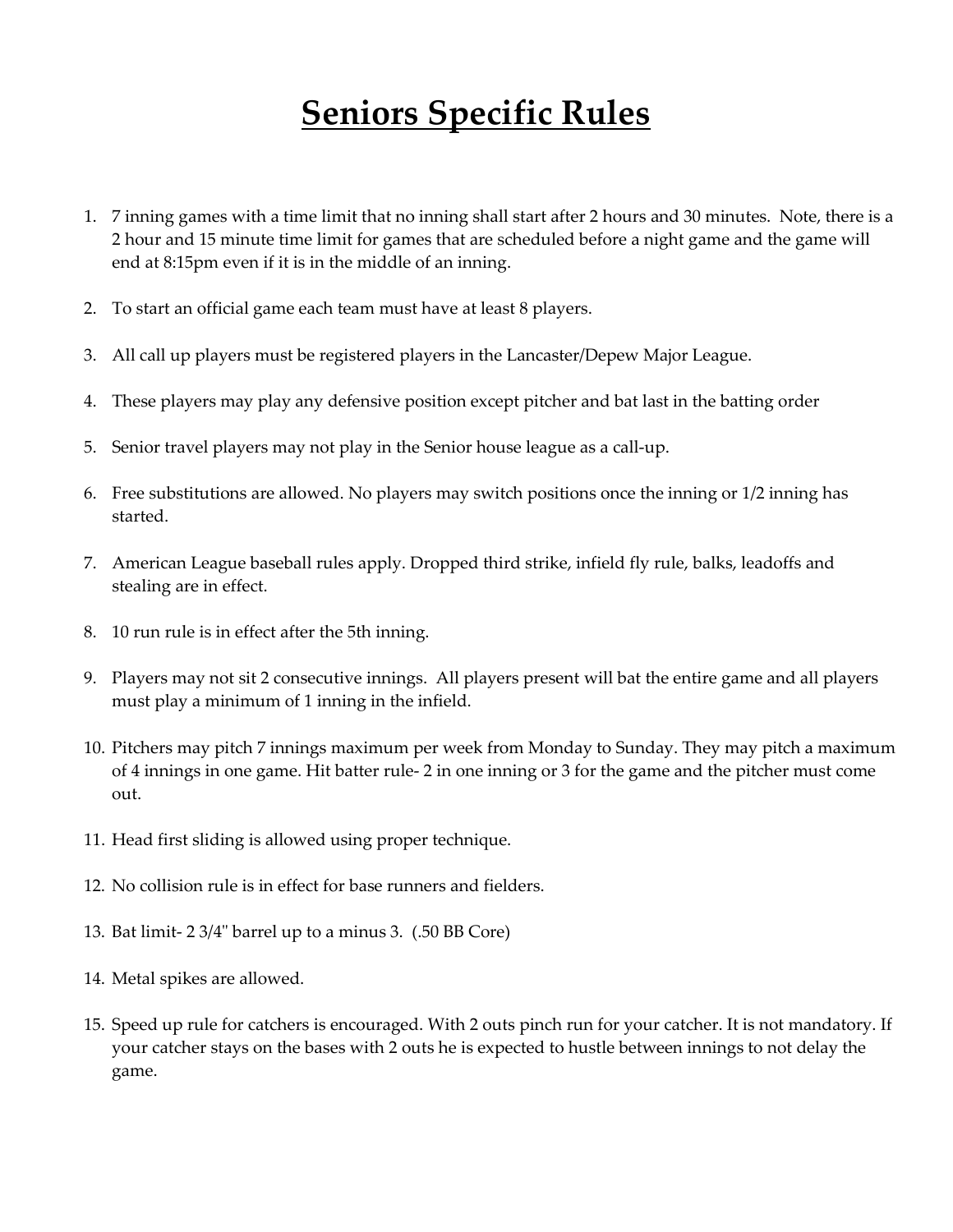# Seniors Specific Rules

1. 7 inning games with a time limit that no inning shall start after 2 hours and 30 minutes. Note, there is a 2 hour and 15 minute time limit for games that are scheduled before a night game and the game will end at 8:15pm even if it is in the middle of an inning.
2. To start an official game each team must have at least 8 players.
3. All call up players must be registered players in the Lancaster/Depew Major League.
4. These players may play any defensive position except pitcher and bat last in the batting order
5. Senior travel players may not play in the Senior house league as a call-up.
6. Free substitutions are allowed. No players may switch positions once the inning or 1/2 inning has started.
7. American League baseball rules apply. Dropped third strike, infield fly rule, balks, leadoffs and stealing are in effect.
8. 10 run rule is in effect after the 5th inning.
9. Players may not sit 2 consecutive innings. All players present will bat the entire game and all players must play a minimum of 1 inning in the infield.
10. Pitchers may pitch 7 innings maximum per week from Monday to Sunday. They may pitch a maximum of 4 innings in one game. Hit batter rule- 2 in one inning or 3 for the game and the pitcher must come out.
11. Head first sliding is allowed using proper technique.
12. No collision rule is in effect for base runners and fielders.
13. Bat limit- 2 3/4" barrel up to a minus 3. (.50 BB Core)
14. Metal spikes are allowed.
15. Speed up rule for catchers is encouraged. With 2 outs pinch run for your catcher. It is not mandatory. If your catcher stays on the bases with 2 outs he is expected to hustle between innings to not delay the game.